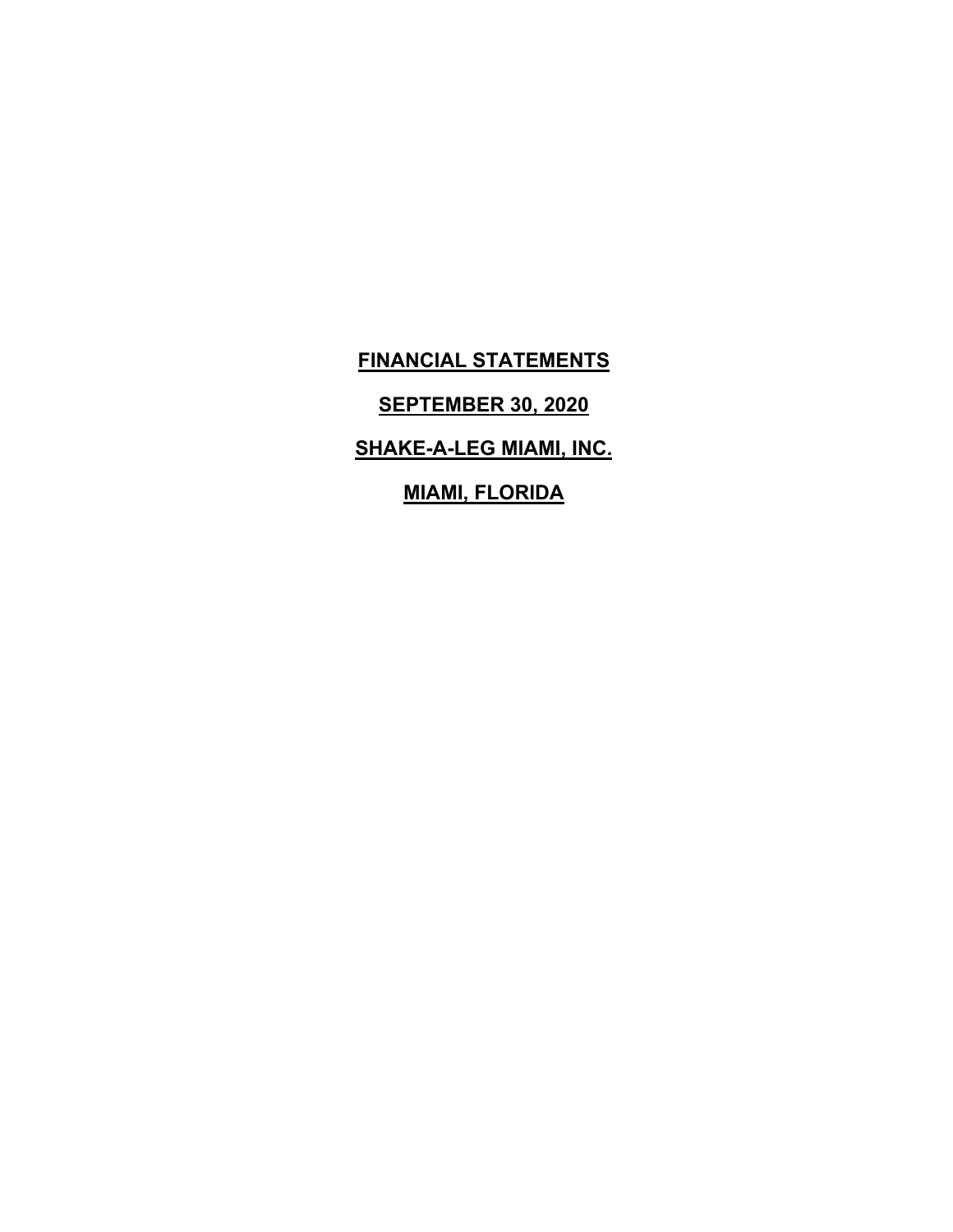# FINANCIAL STATEMENTS

## SEPTEMBER 30, 2020

## SHAKE-A-LEG MIAMI, INC.

## MIAMI, FLORIDA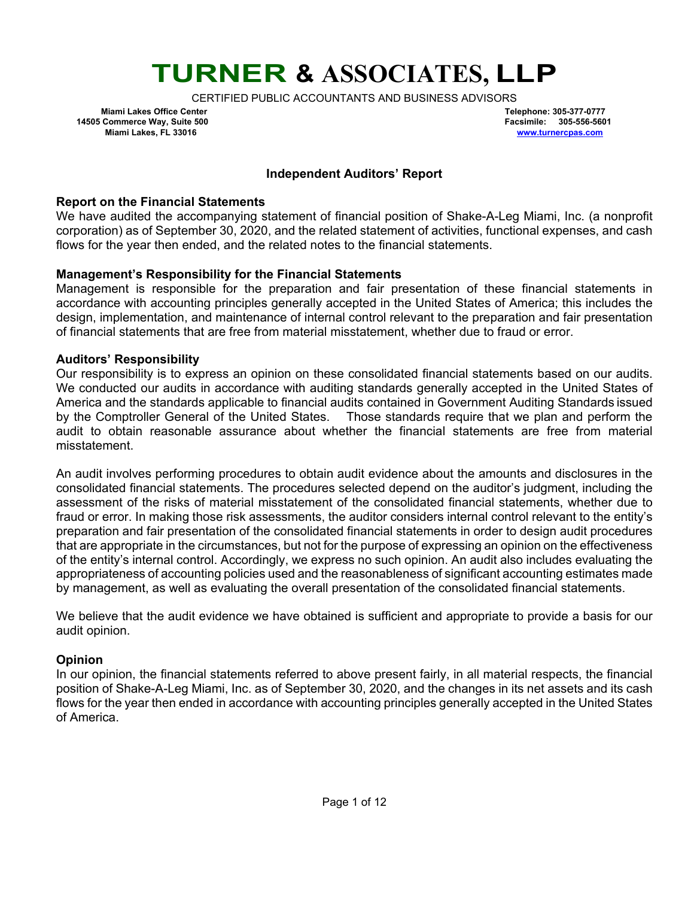# TURNER & ASSOCIATES, LLP

CERTIFIED PUBLIC ACCOUNTANTS AND BUSINESS ADVISORS

**Miami Lakes Office Center**
**14505 Commerce Way, Suite 500**
**Miami Lakes, FL 33016**

**Telephone: 305-377-0777**
**Facsimile: 305-556-5601**
**www.turnercpas.com**

## Independent Auditors' Report

### Report on the Financial Statements

We have audited the accompanying statement of financial position of Shake-A-Leg Miami, Inc. (a nonprofit corporation) as of September 30, 2020, and the related statement of activities, functional expenses, and cash flows for the year then ended, and the related notes to the financial statements.

### Management's Responsibility for the Financial Statements

Management is responsible for the preparation and fair presentation of these financial statements in accordance with accounting principles generally accepted in the United States of America; this includes the design, implementation, and maintenance of internal control relevant to the preparation and fair presentation of financial statements that are free from material misstatement, whether due to fraud or error.

### Auditors' Responsibility

Our responsibility is to express an opinion on these consolidated financial statements based on our audits. We conducted our audits in accordance with auditing standards generally accepted in the United States of America and the standards applicable to financial audits contained in Government Auditing Standards issued by the Comptroller General of the United States. Those standards require that we plan and perform the audit to obtain reasonable assurance about whether the financial statements are free from material misstatement.

An audit involves performing procedures to obtain audit evidence about the amounts and disclosures in the consolidated financial statements. The procedures selected depend on the auditor's judgment, including the assessment of the risks of material misstatement of the consolidated financial statements, whether due to fraud or error. In making those risk assessments, the auditor considers internal control relevant to the entity's preparation and fair presentation of the consolidated financial statements in order to design audit procedures that are appropriate in the circumstances, but not for the purpose of expressing an opinion on the effectiveness of the entity's internal control. Accordingly, we express no such opinion. An audit also includes evaluating the appropriateness of accounting policies used and the reasonableness of significant accounting estimates made by management, as well as evaluating the overall presentation of the consolidated financial statements.

We believe that the audit evidence we have obtained is sufficient and appropriate to provide a basis for our audit opinion.

### Opinion

In our opinion, the financial statements referred to above present fairly, in all material respects, the financial position of Shake-A-Leg Miami, Inc. as of September 30, 2020, and the changes in its net assets and its cash flows for the year then ended in accordance with accounting principles generally accepted in the United States of America.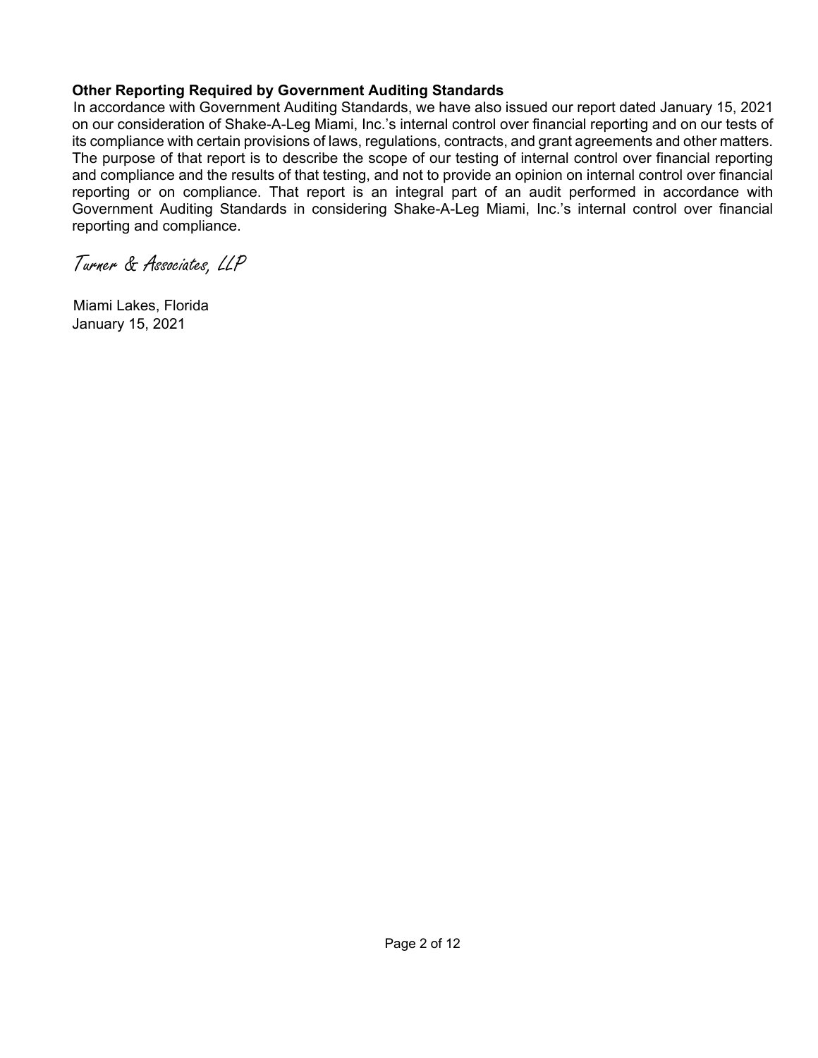**Other Reporting Required by Government Auditing Standards**

In accordance with Government Auditing Standards, we have also issued our report dated January 15, 2021 on our consideration of Shake-A-Leg Miami, Inc.'s internal control over financial reporting and on our tests of its compliance with certain provisions of laws, regulations, contracts, and grant agreements and other matters. The purpose of that report is to describe the scope of our testing of internal control over financial reporting and compliance and the results of that testing, and not to provide an opinion on internal control over financial reporting or on compliance. That report is an integral part of an audit performed in accordance with Government Auditing Standards in considering Shake-A-Leg Miami, Inc.'s internal control over financial reporting and compliance.

Turner & Associates, LLP

Miami Lakes, Florida
January 15, 2021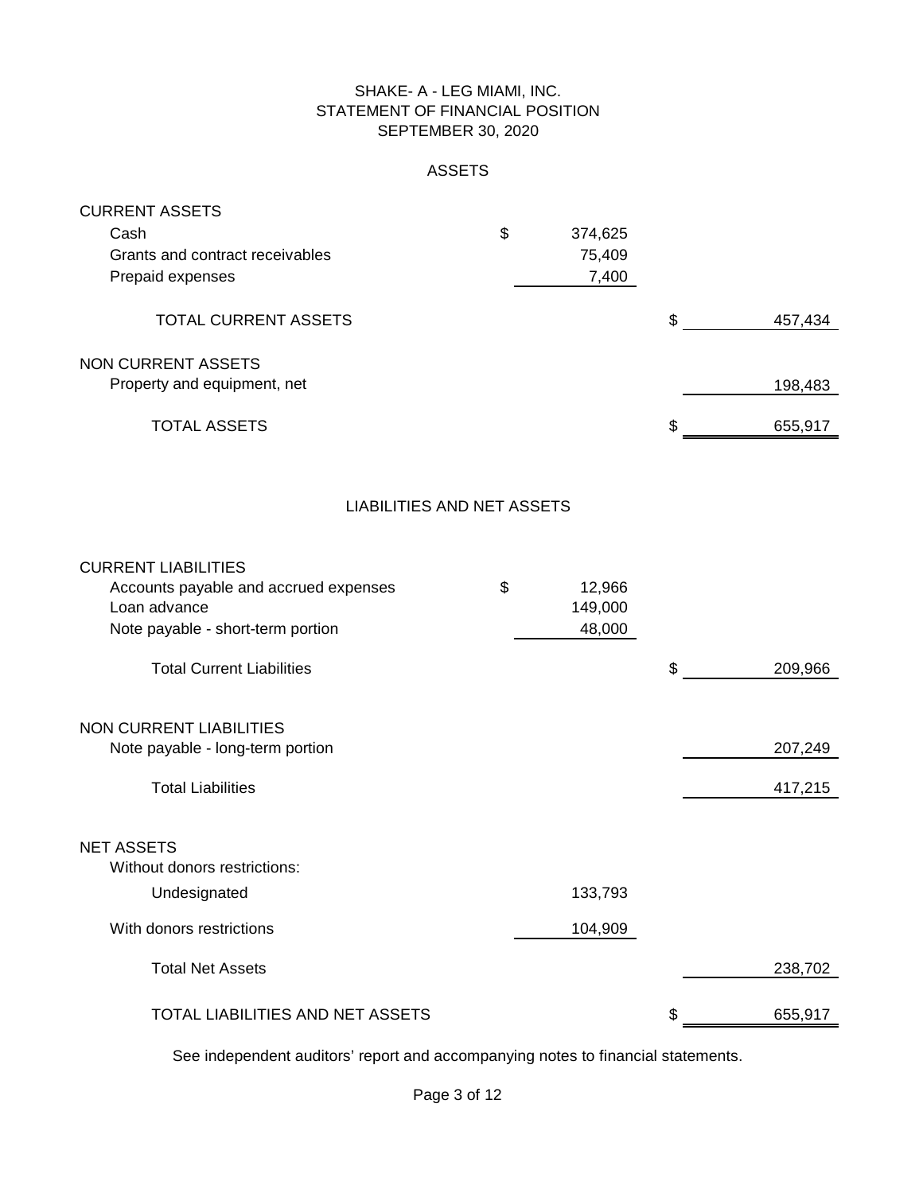# SHAKE- A - LEG MIAMI, INC.
## STATEMENT OF FINANCIAL POSITION
### SEPTEMBER 30, 2020

#### ASSETS

| | | |
|---|---|---|
| **CURRENT ASSETS** | | |
| Cash | $ 374,625 | |
| Grants and contract receivables | 75,409 | |
| Prepaid expenses | 7,400 | |
| TOTAL CURRENT ASSETS | | $ 457,434 |
| **NON CURRENT ASSETS** | | |
| Property and equipment, net | | 198,483 |
| TOTAL ASSETS | | $ 655,917 |

#### LIABILITIES AND NET ASSETS

| | | |
|---|---|---|
| **CURRENT LIABILITIES** | | |
| Accounts payable and accrued expenses | $ 12,966 | |
| Loan advance | 149,000 | |
| Note payable - short-term portion | 48,000 | |
| Total Current Liabilities | | $ 209,966 |
| **NON CURRENT LIABILITIES** | | |
| Note payable - long-term portion | | 207,249 |
| Total Liabilities | | 417,215 |
| **NET ASSETS** | | |
| Without donors restrictions: | | |
| Undesignated | 133,793 | |
| With donors restrictions | 104,909 | |
| Total Net Assets | | 238,702 |
| TOTAL LIABILITIES AND NET ASSETS | | $ 655,917 |

See independent auditors' report and accompanying notes to financial statements.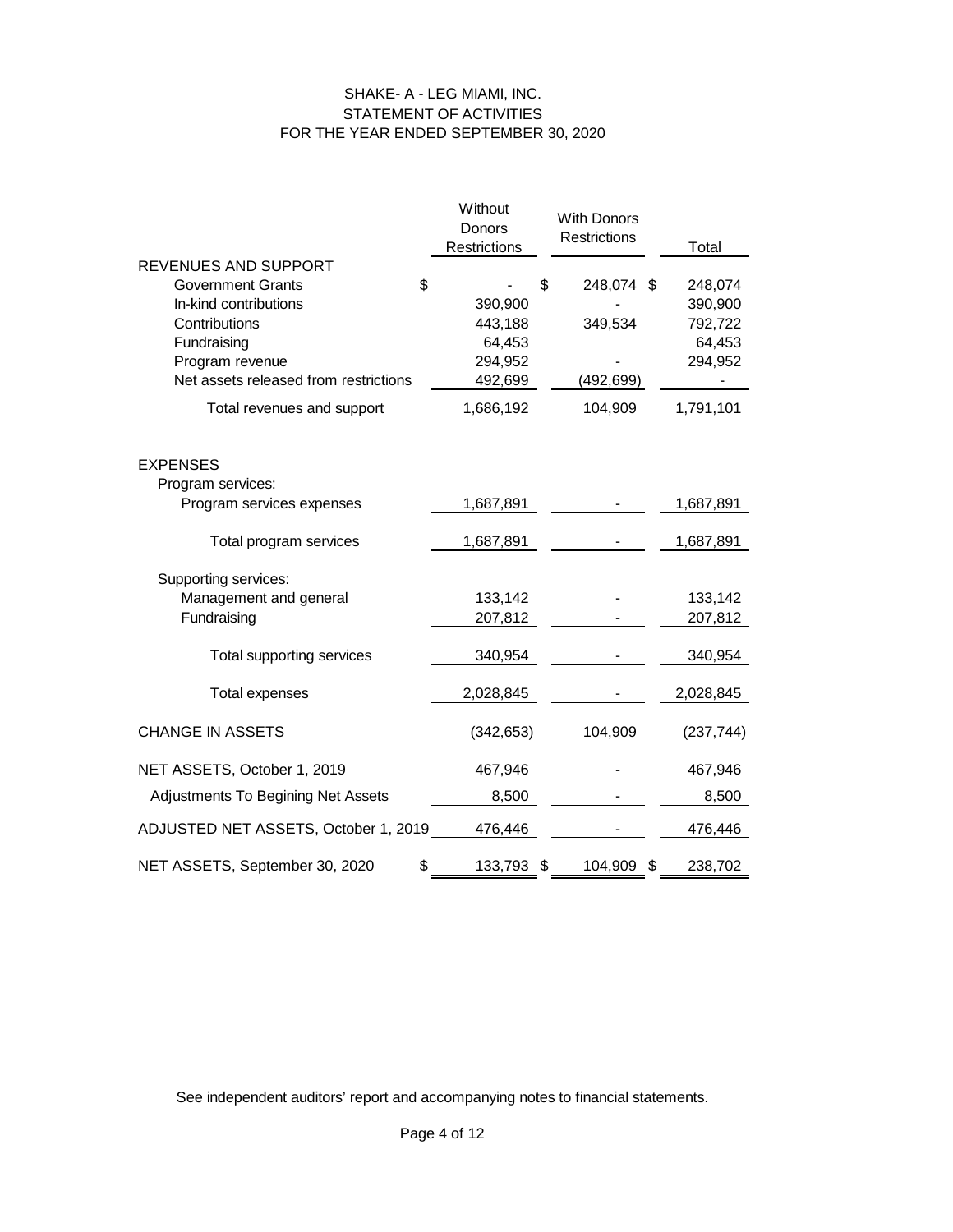# SHAKE- A - LEG MIAMI, INC.
## STATEMENT OF ACTIVITIES
## FOR THE YEAR ENDED SEPTEMBER 30, 2020

| | Without Donors Restrictions | With Donors Restrictions | Total |
|---|---|---|---|
| **REVENUES AND SUPPORT** | | | |
| Government Grants | $ - | $ 248,074 | $ 248,074 |
| In-kind contributions | 390,900 | - | 390,900 |
| Contributions | 443,188 | 349,534 | 792,722 |
| Fundraising | 64,453 | | 64,453 |
| Program revenue | 294,952 | - | 294,952 |
| Net assets released from restrictions | 492,699 | (492,699) | - |
| Total revenues and support | 1,686,192 | 104,909 | 1,791,101 |
| **EXPENSES** | | | |
| Program services: | | | |
| Program services expenses | 1,687,891 | - | 1,687,891 |
| Total program services | 1,687,891 | - | 1,687,891 |
| Supporting services: | | | |
| Management and general | 133,142 | - | 133,142 |
| Fundraising | 207,812 | - | 207,812 |
| Total supporting services | 340,954 | - | 340,954 |
| Total expenses | 2,028,845 | - | 2,028,845 |
| CHANGE IN ASSETS | (342,653) | 104,909 | (237,744) |
| NET ASSETS, October 1, 2019 | 467,946 | - | 467,946 |
| Adjustments To Begining Net Assets | 8,500 | - | 8,500 |
| ADJUSTED NET ASSETS, October 1, 2019 | 476,446 | - | 476,446 |
| NET ASSETS, September 30, 2020 | $ 133,793 | $ 104,909 | $ 238,702 |

See independent auditors' report and accompanying notes to financial statements.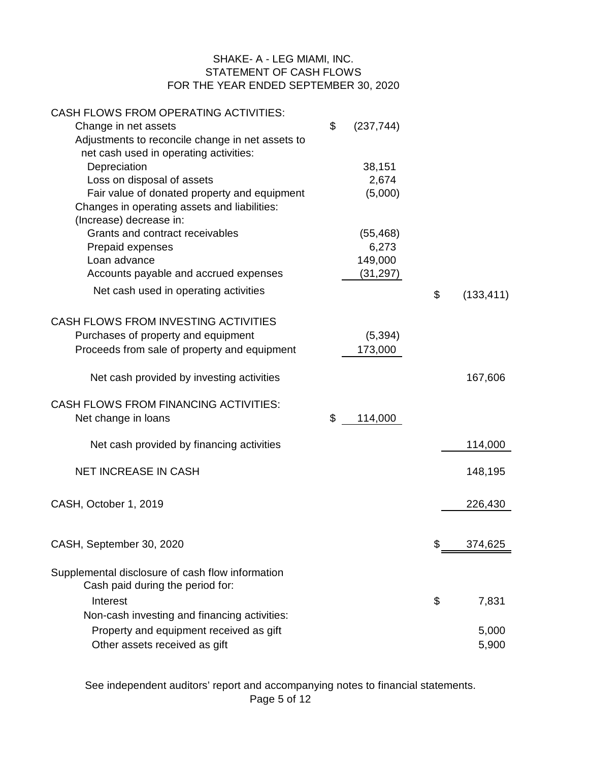# SHAKE- A - LEG MIAMI, INC.
## STATEMENT OF CASH FLOWS
## FOR THE YEAR ENDED SEPTEMBER 30, 2020

| | | |
|---|---|---|
| CASH FLOWS FROM OPERATING ACTIVITIES: | | |
| Change in net assets | $ (237,744) | |
| Adjustments to reconcile change in net assets to net cash used in operating activities: | | |
| Depreciation | 38,151 | |
| Loss on disposal of assets | 2,674 | |
| Fair value of donated property and equipment | (5,000) | |
| Changes in operating assets and liabilities: | | |
| (Increase) decrease in: | | |
| Grants and contract receivables | (55,468) | |
| Prepaid expenses | 6,273 | |
| Loan advance | 149,000 | |
| Accounts payable and accrued expenses | (31,297) | |
| Net cash used in operating activities | | $ (133,411) |
| CASH FLOWS FROM INVESTING ACTIVITIES | | |
| Purchases of property and equipment | (5,394) | |
| Proceeds from sale of property and equipment | 173,000 | |
| Net cash provided by investing activities | | 167,606 |
| CASH FLOWS FROM FINANCING ACTIVITIES: | | |
| Net change in loans | $ 114,000 | |
| Net cash provided by financing activities | | 114,000 |
| NET INCREASE IN CASH | | 148,195 |
| CASH, October 1, 2019 | | 226,430 |
| CASH, September 30, 2020 | | $ 374,625 |
| Supplemental disclosure of cash flow information | | |
| Cash paid during the period for: | | |
| Interest | | $ 7,831 |
| Non-cash investing and financing activities: | | |
| Property and equipment received as gift | | 5,000 |
| Other assets received as gift | | 5,900 |

See independent auditors' report and accompanying notes to financial statements.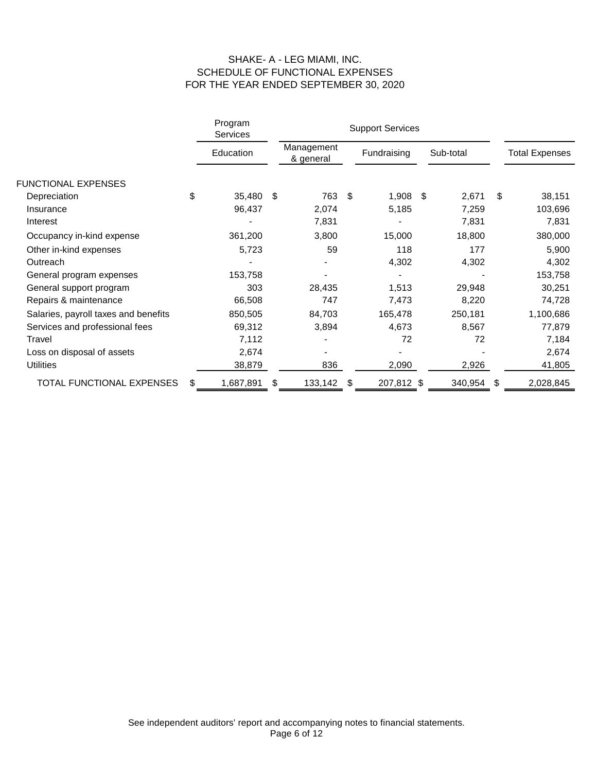# SHAKE- A - LEG MIAMI, INC.
## SCHEDULE OF FUNCTIONAL EXPENSES
## FOR THE YEAR ENDED SEPTEMBER 30, 2020

| | Program Services | Support Services | | | |
|---|---|---|---|---|---|
| | Education | Management & general | Fundraising | Sub-total | Total Expenses |
| FUNCTIONAL EXPENSES | | | | | |
| Depreciation | $ 35,480 | $ 763 | $ 1,908 | $ 2,671 | $ 38,151 |
| Insurance | 96,437 | 2,074 | 5,185 | 7,259 | 103,696 |
| Interest | - | 7,831 | - | 7,831 | 7,831 |
| Occupancy in-kind expense | 361,200 | 3,800 | 15,000 | 18,800 | 380,000 |
| Other in-kind expenses | 5,723 | 59 | 118 | 177 | 5,900 |
| Outreach | - | - | 4,302 | 4,302 | 4,302 |
| General program expenses | 153,758 | - | - | - | 153,758 |
| General support program | 303 | 28,435 | 1,513 | 29,948 | 30,251 |
| Repairs & maintenance | 66,508 | 747 | 7,473 | 8,220 | 74,728 |
| Salaries, payroll taxes and benefits | 850,505 | 84,703 | 165,478 | 250,181 | 1,100,686 |
| Services and professional fees | 69,312 | 3,894 | 4,673 | 8,567 | 77,879 |
| Travel | 7,112 | - | 72 | 72 | 7,184 |
| Loss on disposal of assets | 2,674 | - | - | - | 2,674 |
| Utilities | 38,879 | 836 | 2,090 | 2,926 | 41,805 |
| TOTAL FUNCTIONAL EXPENSES | $ 1,687,891 | $ 133,142 | $ 207,812 | $ 340,954 | $ 2,028,845 |

See independent auditors' report and accompanying notes to financial statements.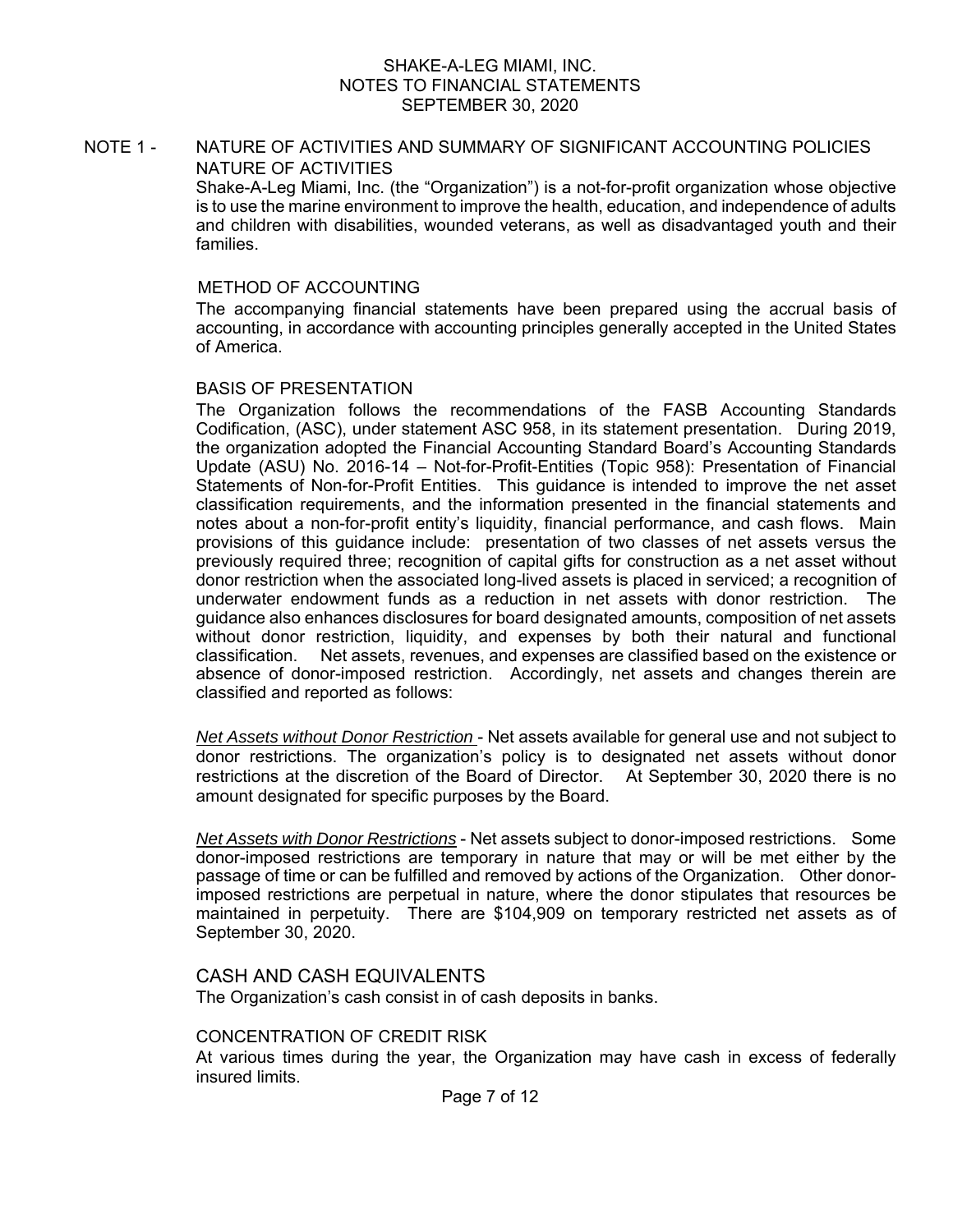SHAKE-A-LEG MIAMI, INC.
NOTES TO FINANCIAL STATEMENTS
SEPTEMBER 30, 2020

## NOTE 1 - NATURE OF ACTIVITIES AND SUMMARY OF SIGNIFICANT ACCOUNTING POLICIES

### NATURE OF ACTIVITIES

Shake-A-Leg Miami, Inc. (the "Organization") is a not-for-profit organization whose objective is to use the marine environment to improve the health, education, and independence of adults and children with disabilities, wounded veterans, as well as disadvantaged youth and their families.

### METHOD OF ACCOUNTING

The accompanying financial statements have been prepared using the accrual basis of accounting, in accordance with accounting principles generally accepted in the United States of America.

### BASIS OF PRESENTATION

The Organization follows the recommendations of the FASB Accounting Standards Codification, (ASC), under statement ASC 958, in its statement presentation. During 2019, the organization adopted the Financial Accounting Standard Board's Accounting Standards Update (ASU) No. 2016-14 – Not-for-Profit-Entities (Topic 958): Presentation of Financial Statements of Non-for-Profit Entities. This guidance is intended to improve the net asset classification requirements, and the information presented in the financial statements and notes about a non-for-profit entity's liquidity, financial performance, and cash flows. Main provisions of this guidance include: presentation of two classes of net assets versus the previously required three; recognition of capital gifts for construction as a net asset without donor restriction when the associated long-lived assets is placed in serviced; a recognition of underwater endowment funds as a reduction in net assets with donor restriction. The guidance also enhances disclosures for board designated amounts, composition of net assets without donor restriction, liquidity, and expenses by both their natural and functional classification. Net assets, revenues, and expenses are classified based on the existence or absence of donor-imposed restriction. Accordingly, net assets and changes therein are classified and reported as follows:

*Net Assets without Donor Restriction* - Net assets available for general use and not subject to donor restrictions. The organization's policy is to designated net assets without donor restrictions at the discretion of the Board of Director. At September 30, 2020 there is no amount designated for specific purposes by the Board.

*Net Assets with Donor Restrictions* - Net assets subject to donor-imposed restrictions. Some donor-imposed restrictions are temporary in nature that may or will be met either by the passage of time or can be fulfilled and removed by actions of the Organization. Other donor-imposed restrictions are perpetual in nature, where the donor stipulates that resources be maintained in perpetuity. There are $104,909 on temporary restricted net assets as of September 30, 2020.

### CASH AND CASH EQUIVALENTS

The Organization's cash consist in of cash deposits in banks.

### CONCENTRATION OF CREDIT RISK

At various times during the year, the Organization may have cash in excess of federally insured limits.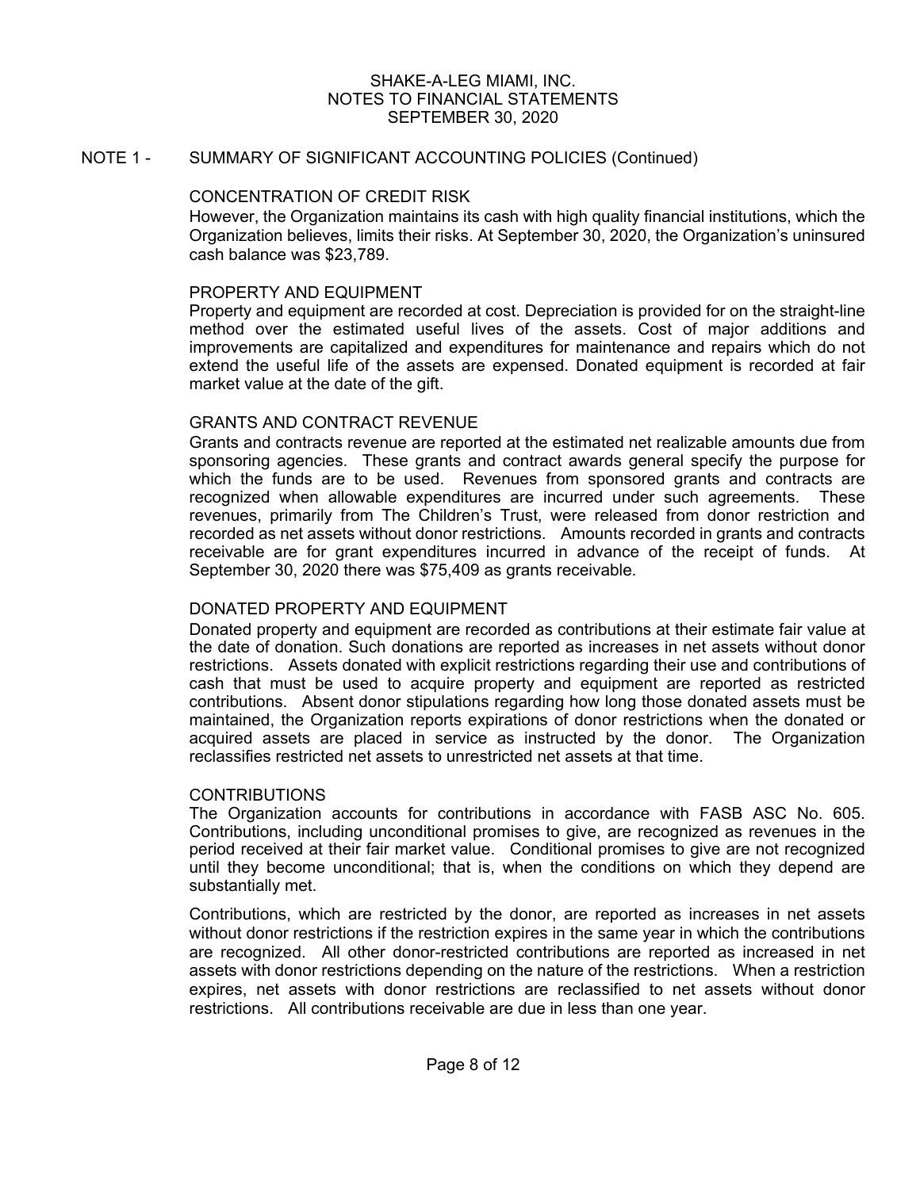SHAKE-A-LEG MIAMI, INC.
NOTES TO FINANCIAL STATEMENTS
SEPTEMBER 30, 2020

## NOTE 1 - SUMMARY OF SIGNIFICANT ACCOUNTING POLICIES (Continued)

### CONCENTRATION OF CREDIT RISK

However, the Organization maintains its cash with high quality financial institutions, which the Organization believes, limits their risks. At September 30, 2020, the Organization's uninsured cash balance was $23,789.

### PROPERTY AND EQUIPMENT

Property and equipment are recorded at cost. Depreciation is provided for on the straight-line method over the estimated useful lives of the assets. Cost of major additions and improvements are capitalized and expenditures for maintenance and repairs which do not extend the useful life of the assets are expensed. Donated equipment is recorded at fair market value at the date of the gift.

### GRANTS AND CONTRACT REVENUE

Grants and contracts revenue are reported at the estimated net realizable amounts due from sponsoring agencies. These grants and contract awards general specify the purpose for which the funds are to be used. Revenues from sponsored grants and contracts are recognized when allowable expenditures are incurred under such agreements. These revenues, primarily from The Children's Trust, were released from donor restriction and recorded as net assets without donor restrictions. Amounts recorded in grants and contracts receivable are for grant expenditures incurred in advance of the receipt of funds. At September 30, 2020 there was $75,409 as grants receivable.

### DONATED PROPERTY AND EQUIPMENT

Donated property and equipment are recorded as contributions at their estimate fair value at the date of donation. Such donations are reported as increases in net assets without donor restrictions. Assets donated with explicit restrictions regarding their use and contributions of cash that must be used to acquire property and equipment are reported as restricted contributions. Absent donor stipulations regarding how long those donated assets must be maintained, the Organization reports expirations of donor restrictions when the donated or acquired assets are placed in service as instructed by the donor. The Organization reclassifies restricted net assets to unrestricted net assets at that time.

### CONTRIBUTIONS

The Organization accounts for contributions in accordance with FASB ASC No. 605. Contributions, including unconditional promises to give, are recognized as revenues in the period received at their fair market value. Conditional promises to give are not recognized until they become unconditional; that is, when the conditions on which they depend are substantially met.

Contributions, which are restricted by the donor, are reported as increases in net assets without donor restrictions if the restriction expires in the same year in which the contributions are recognized. All other donor-restricted contributions are reported as increased in net assets with donor restrictions depending on the nature of the restrictions. When a restriction expires, net assets with donor restrictions are reclassified to net assets without donor restrictions. All contributions receivable are due in less than one year.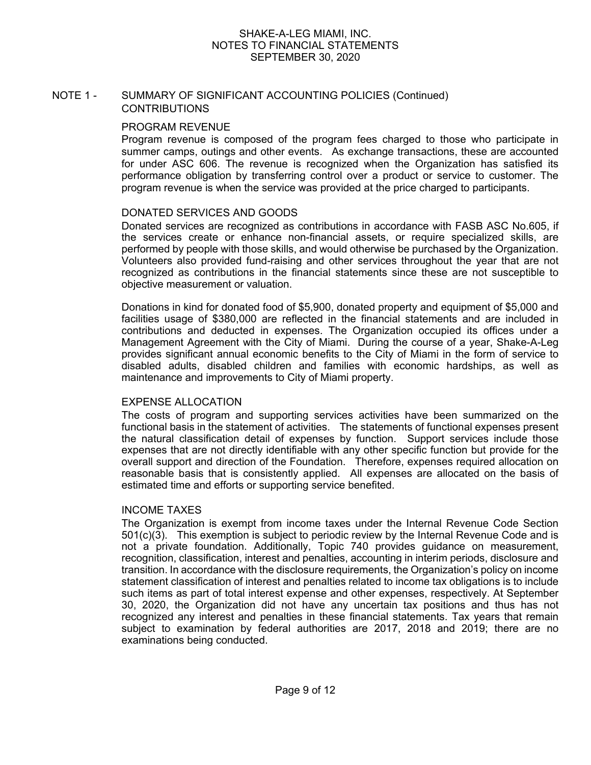## NOTE 1 - SUMMARY OF SIGNIFICANT ACCOUNTING POLICIES (Continued)

### CONTRIBUTIONS

#### PROGRAM REVENUE

Program revenue is composed of the program fees charged to those who participate in summer camps, outings and other events. As exchange transactions, these are accounted for under ASC 606. The revenue is recognized when the Organization has satisfied its performance obligation by transferring control over a product or service to customer. The program revenue is when the service was provided at the price charged to participants.

#### DONATED SERVICES AND GOODS

Donated services are recognized as contributions in accordance with FASB ASC No.605, if the services create or enhance non-financial assets, or require specialized skills, are performed by people with those skills, and would otherwise be purchased by the Organization. Volunteers also provided fund-raising and other services throughout the year that are not recognized as contributions in the financial statements since these are not susceptible to objective measurement or valuation.

Donations in kind for donated food of $5,900, donated property and equipment of $5,000 and facilities usage of $380,000 are reflected in the financial statements and are included in contributions and deducted in expenses. The Organization occupied its offices under a Management Agreement with the City of Miami. During the course of a year, Shake-A-Leg provides significant annual economic benefits to the City of Miami in the form of service to disabled adults, disabled children and families with economic hardships, as well as maintenance and improvements to City of Miami property.

#### EXPENSE ALLOCATION

The costs of program and supporting services activities have been summarized on the functional basis in the statement of activities. The statements of functional expenses present the natural classification detail of expenses by function. Support services include those expenses that are not directly identifiable with any other specific function but provide for the overall support and direction of the Foundation. Therefore, expenses required allocation on reasonable basis that is consistently applied. All expenses are allocated on the basis of estimated time and efforts or supporting service benefited.

#### INCOME TAXES

The Organization is exempt from income taxes under the Internal Revenue Code Section 501(c)(3). This exemption is subject to periodic review by the Internal Revenue Code and is not a private foundation. Additionally, Topic 740 provides guidance on measurement, recognition, classification, interest and penalties, accounting in interim periods, disclosure and transition. In accordance with the disclosure requirements, the Organization's policy on income statement classification of interest and penalties related to income tax obligations is to include such items as part of total interest expense and other expenses, respectively. At September 30, 2020, the Organization did not have any uncertain tax positions and thus has not recognized any interest and penalties in these financial statements. Tax years that remain subject to examination by federal authorities are 2017, 2018 and 2019; there are no examinations being conducted.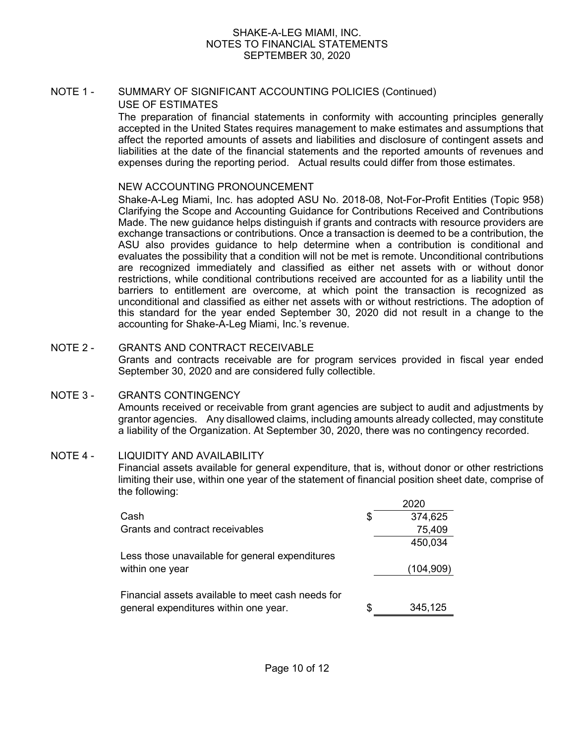SHAKE-A-LEG MIAMI, INC.
NOTES TO FINANCIAL STATEMENTS
SEPTEMBER 30, 2020

## NOTE 1 - SUMMARY OF SIGNIFICANT ACCOUNTING POLICIES (Continued)

### USE OF ESTIMATES

The preparation of financial statements in conformity with accounting principles generally accepted in the United States requires management to make estimates and assumptions that affect the reported amounts of assets and liabilities and disclosure of contingent assets and liabilities at the date of the financial statements and the reported amounts of revenues and expenses during the reporting period. Actual results could differ from those estimates.

### NEW ACCOUNTING PRONOUNCEMENT

Shake-A-Leg Miami, Inc. has adopted ASU No. 2018-08, Not-For-Profit Entities (Topic 958) Clarifying the Scope and Accounting Guidance for Contributions Received and Contributions Made. The new guidance helps distinguish if grants and contracts with resource providers are exchange transactions or contributions. Once a transaction is deemed to be a contribution, the ASU also provides guidance to help determine when a contribution is conditional and evaluates the possibility that a condition will not be met is remote. Unconditional contributions are recognized immediately and classified as either net assets with or without donor restrictions, while conditional contributions received are accounted for as a liability until the barriers to entitlement are overcome, at which point the transaction is recognized as unconditional and classified as either net assets with or without restrictions. The adoption of this standard for the year ended September 30, 2020 did not result in a change to the accounting for Shake-A-Leg Miami, Inc.'s revenue.

## NOTE 2 - GRANTS AND CONTRACT RECEIVABLE

Grants and contracts receivable are for program services provided in fiscal year ended September 30, 2020 and are considered fully collectible.

## NOTE 3 - GRANTS CONTINGENCY

Amounts received or receivable from grant agencies are subject to audit and adjustments by grantor agencies. Any disallowed claims, including amounts already collected, may constitute a liability of the Organization. At September 30, 2020, there was no contingency recorded.

## NOTE 4 - LIQUIDITY AND AVAILABILITY

Financial assets available for general expenditure, that is, without donor or other restrictions limiting their use, within one year of the statement of financial position sheet date, comprise of the following:

| | 2020 |
|---|---|
| Cash | $ 374,625 |
| Grants and contract receivables | 75,409 |
| | 450,034 |
| Less those unavailable for general expenditures within one year | (104,909) |
| Financial assets available to meet cash needs for general expenditures within one year. | $ 345,125 |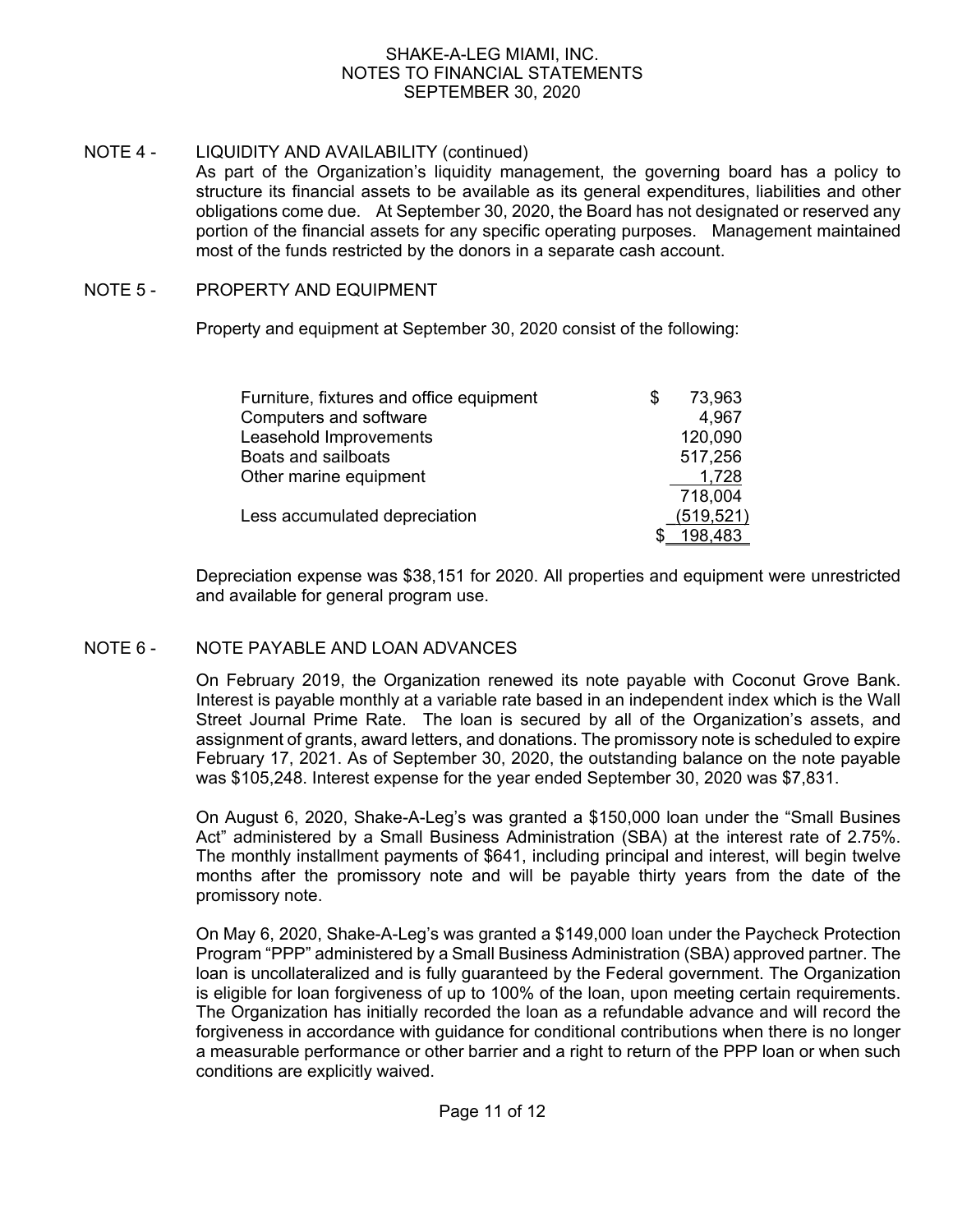SHAKE-A-LEG MIAMI, INC.
NOTES TO FINANCIAL STATEMENTS
SEPTEMBER 30, 2020

## NOTE 4 - LIQUIDITY AND AVAILABILITY (continued)

As part of the Organization's liquidity management, the governing board has a policy to structure its financial assets to be available as its general expenditures, liabilities and other obligations come due. At September 30, 2020, the Board has not designated or reserved any portion of the financial assets for any specific operating purposes. Management maintained most of the funds restricted by the donors in a separate cash account.

## NOTE 5 - PROPERTY AND EQUIPMENT

Property and equipment at September 30, 2020 consist of the following:

| | |
|---|---|
| Furniture, fixtures and office equipment | $ 73,963 |
| Computers and software | 4,967 |
| Leasehold Improvements | 120,090 |
| Boats and sailboats | 517,256 |
| Other marine equipment | 1,728 |
| | 718,004 |
| Less accumulated depreciation | (519,521) |
| | $ 198,483 |

Depreciation expense was $38,151 for 2020. All properties and equipment were unrestricted and available for general program use.

## NOTE 6 - NOTE PAYABLE AND LOAN ADVANCES

On February 2019, the Organization renewed its note payable with Coconut Grove Bank. Interest is payable monthly at a variable rate based in an independent index which is the Wall Street Journal Prime Rate. The loan is secured by all of the Organization's assets, and assignment of grants, award letters, and donations. The promissory note is scheduled to expire February 17, 2021. As of September 30, 2020, the outstanding balance on the note payable was $105,248. Interest expense for the year ended September 30, 2020 was $7,831.

On August 6, 2020, Shake-A-Leg's was granted a $150,000 loan under the "Small Busines Act" administered by a Small Business Administration (SBA) at the interest rate of 2.75%. The monthly installment payments of $641, including principal and interest, will begin twelve months after the promissory note and will be payable thirty years from the date of the promissory note.

On May 6, 2020, Shake-A-Leg's was granted a $149,000 loan under the Paycheck Protection Program "PPP" administered by a Small Business Administration (SBA) approved partner. The loan is uncollateralized and is fully guaranteed by the Federal government. The Organization is eligible for loan forgiveness of up to 100% of the loan, upon meeting certain requirements. The Organization has initially recorded the loan as a refundable advance and will record the forgiveness in accordance with guidance for conditional contributions when there is no longer a measurable performance or other barrier and a right to return of the PPP loan or when such conditions are explicitly waived.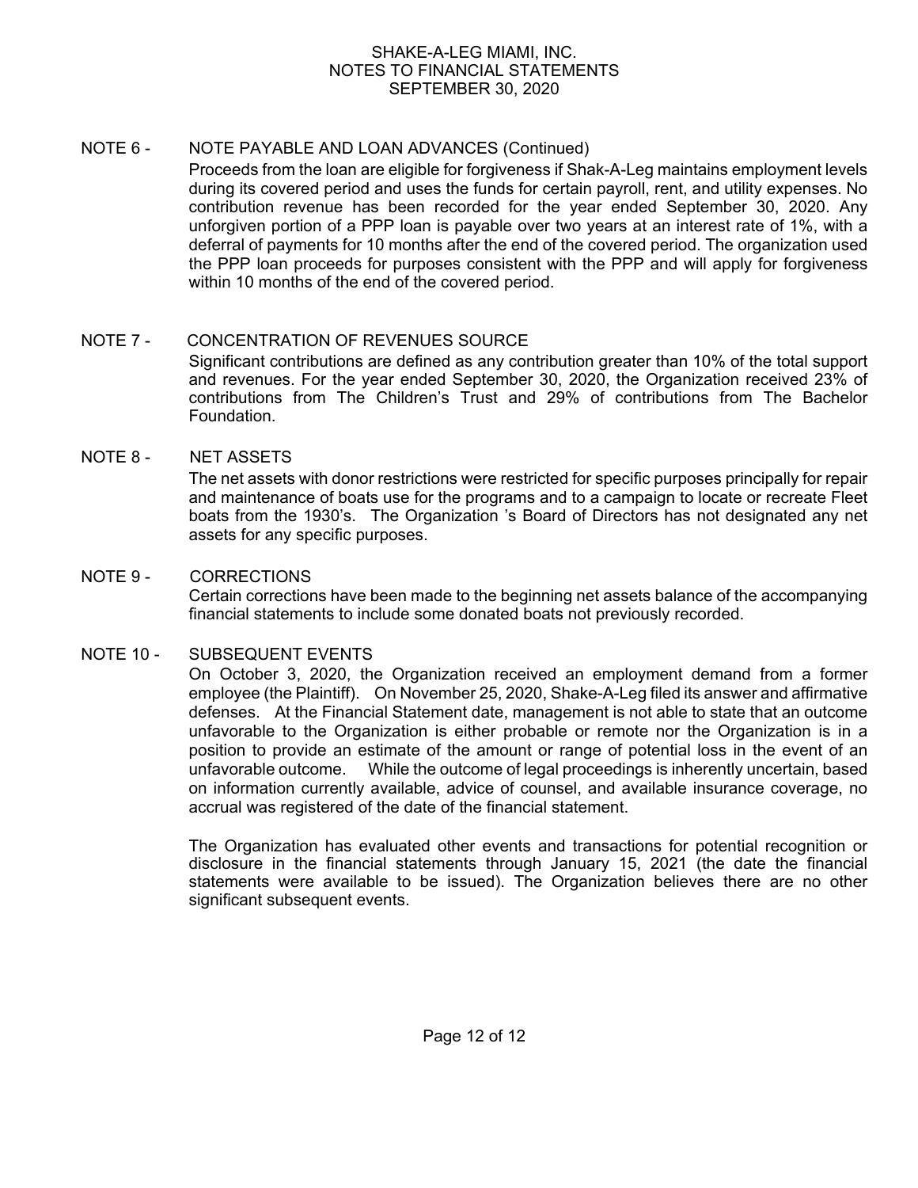## NOTE 6 - NOTE PAYABLE AND LOAN ADVANCES (Continued)

Proceeds from the loan are eligible for forgiveness if Shak-A-Leg maintains employment levels during its covered period and uses the funds for certain payroll, rent, and utility expenses. No contribution revenue has been recorded for the year ended September 30, 2020. Any unforgiven portion of a PPP loan is payable over two years at an interest rate of 1%, with a deferral of payments for 10 months after the end of the covered period. The organization used the PPP loan proceeds for purposes consistent with the PPP and will apply for forgiveness within 10 months of the end of the covered period.

## NOTE 7 - CONCENTRATION OF REVENUES SOURCE

Significant contributions are defined as any contribution greater than 10% of the total support and revenues. For the year ended September 30, 2020, the Organization received 23% of contributions from The Children's Trust and 29% of contributions from The Bachelor Foundation.

## NOTE 8 - NET ASSETS

The net assets with donor restrictions were restricted for specific purposes principally for repair and maintenance of boats use for the programs and to a campaign to locate or recreate Fleet boats from the 1930's. The Organization 's Board of Directors has not designated any net assets for any specific purposes.

## NOTE 9 - CORRECTIONS

Certain corrections have been made to the beginning net assets balance of the accompanying financial statements to include some donated boats not previously recorded.

## NOTE 10 - SUBSEQUENT EVENTS

On October 3, 2020, the Organization received an employment demand from a former employee (the Plaintiff). On November 25, 2020, Shake-A-Leg filed its answer and affirmative defenses. At the Financial Statement date, management is not able to state that an outcome unfavorable to the Organization is either probable or remote nor the Organization is in a position to provide an estimate of the amount or range of potential loss in the event of an unfavorable outcome. While the outcome of legal proceedings is inherently uncertain, based on information currently available, advice of counsel, and available insurance coverage, no accrual was registered of the date of the financial statement.

The Organization has evaluated other events and transactions for potential recognition or disclosure in the financial statements through January 15, 2021 (the date the financial statements were available to be issued). The Organization believes there are no other significant subsequent events.